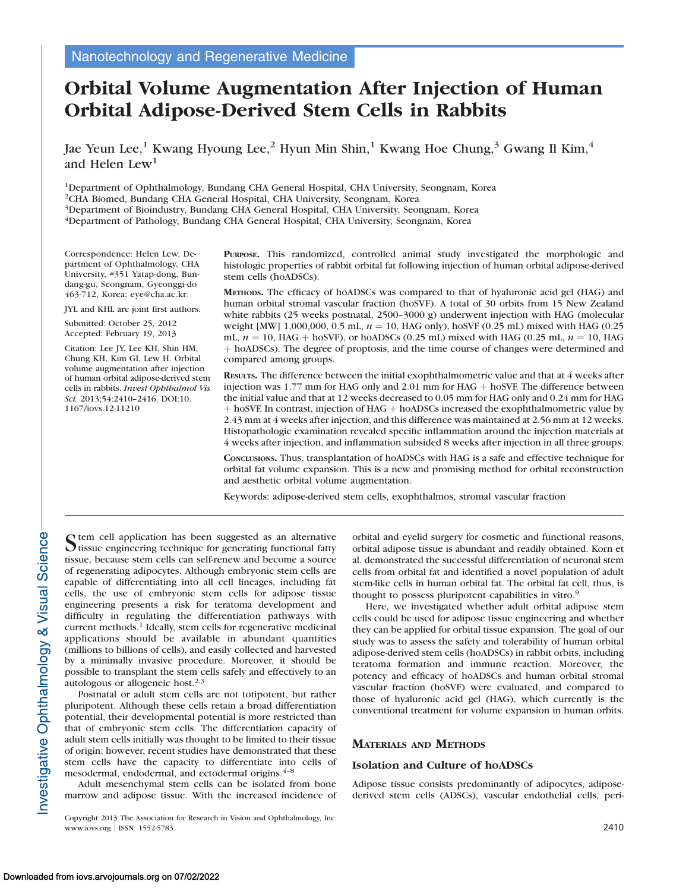Nanotechnology and Regenerative Medicine

# Orbital Volume Augmentation After Injection of Human Orbital Adipose-Derived Stem Cells in Rabbits

Jae Yeun Lee,[1] Kwang Hyoung Lee,[2] Hyun Min Shin,[1] Kwang Hoe Chung,[3] Gwang Il Kim,[4] and Helen Lew[1]

[1]Department of Ophthalmology, Bundang CHA General Hospital, CHA University, Seongnam, Korea
[2]CHA Biomed, Bundang CHA General Hospital, CHA University, Seongnam, Korea
[3]Department of Bioindustry, Bundang CHA General Hospital, CHA University, Seongnam, Korea
[4]Department of Pathology, Bundang CHA General Hospital, CHA University, Seongnam, Korea

Correspondence: Helen Lew, Department of Ophthalmology, CHA University, #351 Yatap-dong, Bundang-gu, Seongnam, Gyeonggi-do 463-712, Korea; eye@cha.ac.kr.

JYL and KHL are joint first authors.

Submitted: October 25, 2012
Accepted: February 19, 2013

Citation: Lee JY, Lee KH, Shin HM, Chung KH, Kim GI, Lew H. Orbital volume augmentation after injection of human orbital adipose-derived stem cells in rabbits. *Invest Ophthalmol Vis Sci.* 2013;54:2410–2416. DOI:10.1167/iovs.12-11210

**PURPOSE.** This randomized, controlled animal study investigated the morphologic and histologic properties of rabbit orbital fat following injection of human orbital adipose-derived stem cells (hoADSCs).

**METHODS.** The efficacy of hoADSCs was compared to that of hyaluronic acid gel (HAG) and human orbital stromal vascular fraction (hoSVF). A total of 30 orbits from 15 New Zealand white rabbits (25 weeks postnatal, 2500–3000 g) underwent injection with HAG (molecular weight [MW] 1,000,000, 0.5 mL, $n = 10$, HAG only), hoSVF (0.25 mL) mixed with HAG (0.25 mL, $n = 10$, HAG + hoSVF), or hoADSCs (0.25 mL) mixed with HAG (0.25 mL, $n = 10$, HAG + hoADSCs). The degree of proptosis, and the time course of changes were determined and compared among groups.

**RESULTS.** The difference between the initial exophthalmometric value and that at 4 weeks after injection was 1.77 mm for HAG only and 2.01 mm for HAG + hoSVF. The difference between the initial value and that at 12 weeks decreased to 0.05 mm for HAG only and 0.24 mm for HAG + hoSVF. In contrast, injection of HAG + hoADSCs increased the exophthalmometric value by 2.43 mm at 4 weeks after injection, and this difference was maintained at 2.56 mm at 12 weeks. Histopathologic examination revealed specific inflammation around the injection materials at 4 weeks after injection, and inflammation subsided 8 weeks after injection in all three groups.

**CONCLUSIONS.** Thus, transplantation of hoADSCs with HAG is a safe and effective technique for orbital fat volume expansion. This is a new and promising method for orbital reconstruction and aesthetic orbital volume augmentation.

Keywords: adipose-derived stem cells, exophthalmos, stromal vascular fraction

Stem cell application has been suggested as an alternative tissue engineering technique for generating functional fatty tissue, because stem cells can self-renew and become a source of regenerating adipocytes. Although embryonic stem cells are capable of differentiating into all cell lineages, including fat cells, the use of embryonic stem cells for adipose tissue engineering presents a risk for teratoma development and difficulty in regulating the differentiation pathways with current methods.[1] Ideally, stem cells for regenerative medicinal applications should be available in abundant quantities (millions to billions of cells), and easily collected and harvested by a minimally invasive procedure. Moreover, it should be possible to transplant the stem cells safely and effectively to an autologous or allogeneic host.[2,3]

Postnatal or adult stem cells are not totipotent, but rather pluripotent. Although these cells retain a broad differentiation potential, their developmental potential is more restricted than that of embryonic stem cells. The differentiation capacity of adult stem cells initially was thought to be limited to their tissue of origin; however, recent studies have demonstrated that these stem cells have the capacity to differentiate into cells of mesodermal, endodermal, and ectodermal origins.[4–8]

Adult mesenchymal stem cells can be isolated from bone marrow and adipose tissue. With the increased incidence of orbital and eyelid surgery for cosmetic and functional reasons, orbital adipose tissue is abundant and readily obtained. Korn et al. demonstrated the successful differentiation of neuronal stem cells from orbital fat and identified a novel population of adult stem-like cells in human orbital fat. The orbital fat cell, thus, is thought to possess pluripotent capabilities in vitro.[9]

Here, we investigated whether adult orbital adipose stem cells could be used for adipose tissue engineering and whether they can be applied for orbital tissue expansion. The goal of our study was to assess the safety and tolerability of human orbital adipose-derived stem cells (hoADSCs) in rabbit orbits, including teratoma formation and immune reaction. Moreover, the potency and efficacy of hoADSCs and human orbital stromal vascular fraction (hoSVF) were evaluated, and compared to those of hyaluronic acid gel (HAG), which currently is the conventional treatment for volume expansion in human orbits.

## MATERIALS AND METHODS

### Isolation and Culture of hoADSCs

Adipose tissue consists predominantly of adipocytes, adipose-derived stem cells (ADSCs), vascular endothelial cells, peri-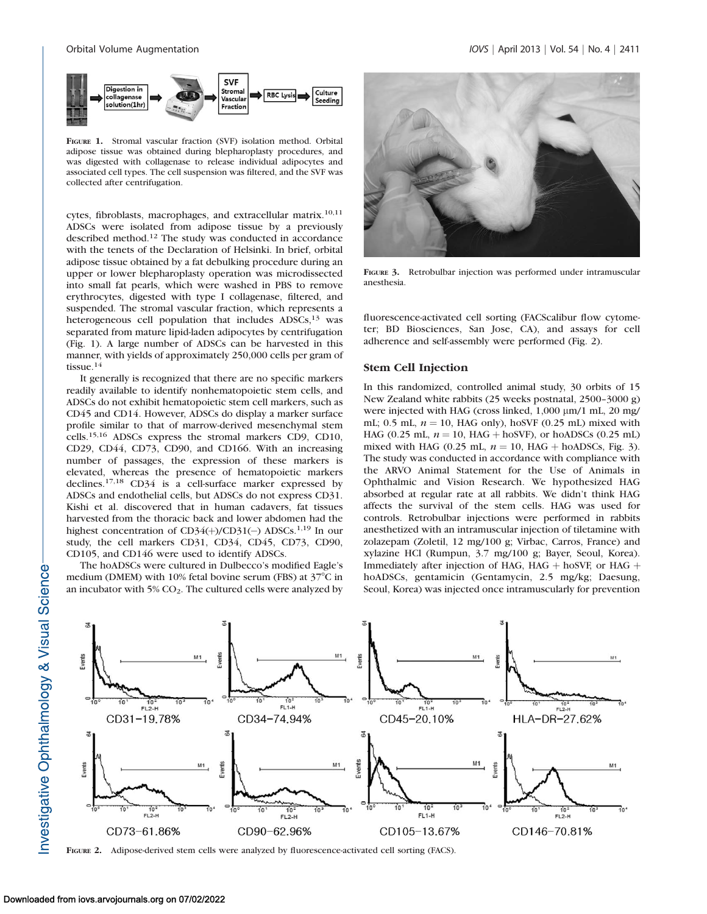FIGURE 1. Stromal vascular fraction (SVF) isolation method. Orbital adipose tissue was obtained during blepharoplasty procedures, and was digested with collagenase to release individual adipocytes and associated cell types. The cell suspension was filtered, and the SVF was collected after centrifugation.

cytes, fibroblasts, macrophages, and extracellular matrix.[10,11] ADSCs were isolated from adipose tissue by a previously described method.[12] The study was conducted in accordance with the tenets of the Declaration of Helsinki. In brief, orbital adipose tissue obtained by a fat debulking procedure during an upper or lower blepharoplasty operation was microdissected into small fat pearls, which were washed in PBS to remove erythrocytes, digested with type I collagenase, filtered, and suspended. The stromal vascular fraction, which represents a heterogeneous cell population that includes ADSCs,[13] was separated from mature lipid-laden adipocytes by centrifugation (Fig. 1). A large number of ADSCs can be harvested in this manner, with yields of approximately 250,000 cells per gram of tissue.[14]

It generally is recognized that there are no specific markers readily available to identify nonhematopoietic stem cells, and ADSCs do not exhibit hematopoietic stem cell markers, such as CD45 and CD14. However, ADSCs do display a marker surface profile similar to that of marrow-derived mesenchymal stem cells.[15,16] ADSCs express the stromal markers CD9, CD10, CD29, CD44, CD73, CD90, and CD166. With an increasing number of passages, the expression of these markers is elevated, whereas the presence of hematopoietic markers declines.[17,18] CD34 is a cell-surface marker expressed by ADSCs and endothelial cells, but ADSCs do not express CD31. Kishi et al. discovered that in human cadavers, fat tissues harvested from the thoracic back and lower abdomen had the highest concentration of CD34(+)/CD31(−) ADSCs.[1,19] In our study, the cell markers CD31, CD34, CD45, CD73, CD90, CD105, and CD146 were used to identify ADSCs.

The hoADSCs were cultured in Dulbecco's modified Eagle's medium (DMEM) with 10% fetal bovine serum (FBS) at 37°C in an incubator with 5% $CO_2$. The cultured cells were analyzed by fluorescence-activated cell sorting (FACScalibur flow cytometer; BD Biosciences, San Jose, CA), and assays for cell adherence and self-assembly were performed (Fig. 2).

FIGURE 3. Retrobulbar injection was performed under intramuscular anesthesia.

## Stem Cell Injection

In this randomized, controlled animal study, 30 orbits of 15 New Zealand white rabbits (25 weeks postnatal, 2500–3000 g) were injected with HAG (cross linked, 1,000 μm/1 mL, 20 mg/mL; 0.5 mL, $n = 10$, HAG only), hoSVF (0.25 mL) mixed with HAG (0.25 mL, $n = 10$, HAG + hoSVF), or hoADSCs (0.25 mL) mixed with HAG (0.25 mL, $n = 10$, HAG + hoADSCs, Fig. 3). The study was conducted in accordance with compliance with the ARVO Animal Statement for the Use of Animals in Ophthalmic and Vision Research. We hypothesized HAG absorbed at regular rate at all rabbits. We didn't think HAG affects the survival of the stem cells. HAG was used for controls. Retrobulbar injections were performed in rabbits anesthetized with an intramuscular injection of tiletamine with zolazepam (Zoletil, 12 mg/100 g; Virbac, Carros, France) and xylazine HCl (Rumpun, 3.7 mg/100 g; Bayer, Seoul, Korea). Immediately after injection of HAG, HAG + hoSVF, or HAG + hoADSCs, gentamicin (Gentamycin, 2.5 mg/kg; Daesung, Seoul, Korea) was injected once intramuscularly for prevention

CD31-19.78% CD34-74.94% CD45-20.10% HLA-DR-27.62%

CD73-61.86% CD90-62.96% CD105-13.67% CD146-70.81%

FIGURE 2. Adipose-derived stem cells were analyzed by fluorescence-activated cell sorting (FACS).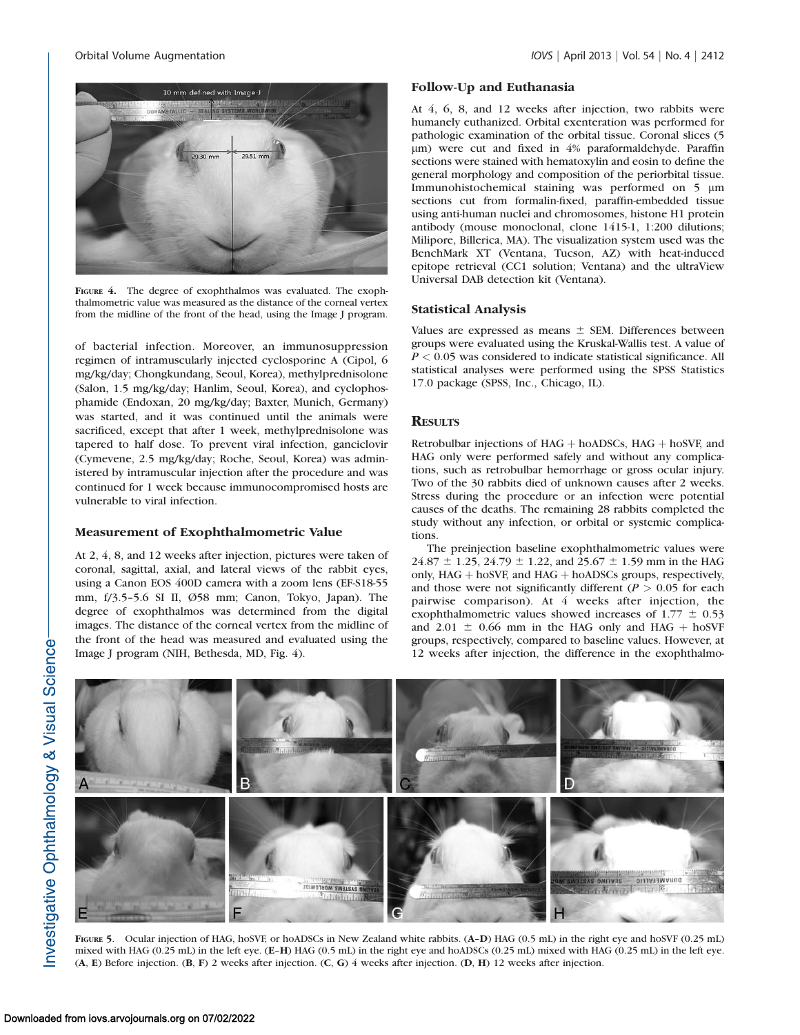FIGURE 4. The degree of exophthalmos was evaluated. The exophthalmometric value was measured as the distance of the corneal vertex from the midline of the front of the head, using the Image J program.

of bacterial infection. Moreover, an immunosuppression regimen of intramuscularly injected cyclosporine A (Cipol, 6 mg/kg/day; Chongkundang, Seoul, Korea), methylprednisolone (Salon, 1.5 mg/kg/day; Hanlim, Seoul, Korea), and cyclophosphamide (Endoxan, 20 mg/kg/day; Baxter, Munich, Germany) was started, and it was continued until the animals were sacrificed, except that after 1 week, methylprednisolone was tapered to half dose. To prevent viral infection, ganciclovir (Cymevene, 2.5 mg/kg/day; Roche, Seoul, Korea) was administered by intramuscular injection after the procedure and was continued for 1 week because immunocompromised hosts are vulnerable to viral infection.

### Measurement of Exophthalmometric Value

At 2, 4, 8, and 12 weeks after injection, pictures were taken of coronal, sagittal, axial, and lateral views of the rabbit eyes, using a Canon EOS 400D camera with a zoom lens (EF-S18-55 mm, f/3.5–5.6 SI II, Ø58 mm; Canon, Tokyo, Japan). The degree of exophthalmos was determined from the digital images. The distance of the corneal vertex from the midline of the front of the head was measured and evaluated using the Image J program (NIH, Bethesda, MD, Fig. 4).

### Follow-Up and Euthanasia

At 4, 6, 8, and 12 weeks after injection, two rabbits were humanely euthanized. Orbital exenteration was performed for pathologic examination of the orbital tissue. Coronal slices (5 μm) were cut and fixed in 4% paraformaldehyde. Paraffin sections were stained with hematoxylin and eosin to define the general morphology and composition of the periorbital tissue. Immunohistochemical staining was performed on 5 μm sections cut from formalin-fixed, paraffin-embedded tissue using anti-human nuclei and chromosomes, histone H1 protein antibody (mouse monoclonal, clone 1415-1, 1:200 dilutions; Milipore, Billerica, MA). The visualization system used was the BenchMark XT (Ventana, Tucson, AZ) with heat-induced epitope retrieval (CC1 solution; Ventana) and the ultraView Universal DAB detection kit (Ventana).

### Statistical Analysis

Values are expressed as means ± SEM. Differences between groups were evaluated using the Kruskal-Wallis test. A value of $P < 0.05$ was considered to indicate statistical significance. All statistical analyses were performed using the SPSS Statistics 17.0 package (SPSS, Inc., Chicago, IL).

## RESULTS

Retrobulbar injections of HAG + hoADSCs, HAG + hoSVF, and HAG only were performed safely and without any complications, such as retrobulbar hemorrhage or gross ocular injury. Two of the 30 rabbits died of unknown causes after 2 weeks. Stress during the procedure or an infection were potential causes of the deaths. The remaining 28 rabbits completed the study without any infection, or orbital or systemic complications.

The preinjection baseline exophthalmometric values were 24.87 ± 1.25, 24.79 ± 1.22, and 25.67 ± 1.59 mm in the HAG only, HAG + hoSVF, and HAG + hoADSCs groups, respectively, and those were not significantly different ($P > 0.05$ for each pairwise comparison). At 4 weeks after injection, the exophthalmometric values showed increases of 1.77 ± 0.53 and 2.01 ± 0.66 mm in the HAG only and HAG + hoSVF groups, respectively, compared to baseline values. However, at 12 weeks after injection, the difference in the exophthalmo-

FIGURE 5. Ocular injection of HAG, hoSVF, or hoADSCs in New Zealand white rabbits. (A–D) HAG (0.5 mL) in the right eye and hoSVF (0.25 mL) mixed with HAG (0.25 mL) in the left eye. (E–H) HAG (0.5 mL) in the right eye and hoADSCs (0.25 mL) mixed with HAG (0.25 mL) in the left eye. (A, E) Before injection. (B, F) 2 weeks after injection. (C, G) 4 weeks after injection. (D, H) 12 weeks after injection.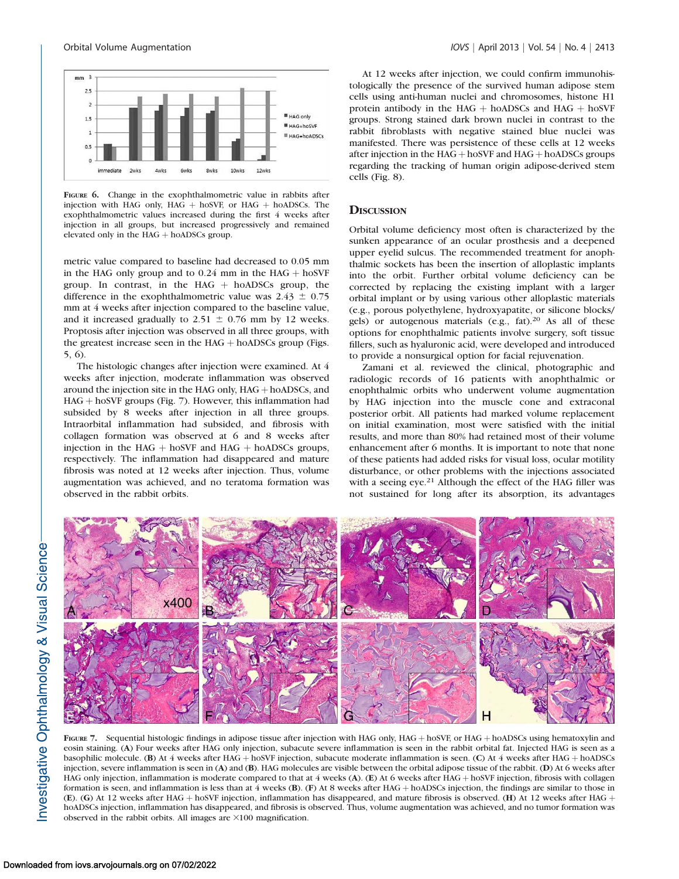FIGURE 6. Change in the exophthalmometric value in rabbits after injection with HAG only, HAG + hoSVF, or HAG + hoADSCs. The exophthalmometric values increased during the first 4 weeks after injection in all groups, but increased progressively and remained elevated only in the HAG + hoADSCs group.

metric value compared to baseline had decreased to 0.05 mm in the HAG only group and to 0.24 mm in the HAG + hoSVF group. In contrast, in the HAG + hoADSCs group, the difference in the exophthalmometric value was 2.43 ± 0.75 mm at 4 weeks after injection compared to the baseline value, and it increased gradually to 2.51 ± 0.76 mm by 12 weeks. Proptosis after injection was observed in all three groups, with the greatest increase seen in the HAG + hoADSCs group (Figs. 5, 6).

The histologic changes after injection were examined. At 4 weeks after injection, moderate inflammation was observed around the injection site in the HAG only, HAG + hoADSCs, and HAG + hoSVF groups (Fig. 7). However, this inflammation had subsided by 8 weeks after injection in all three groups. Intraorbital inflammation had subsided, and fibrosis with collagen formation was observed at 6 and 8 weeks after injection in the HAG + hoSVF and HAG + hoADSCs groups, respectively. The inflammation had disappeared and mature fibrosis was noted at 12 weeks after injection. Thus, volume augmentation was achieved, and no teratoma formation was observed in the rabbit orbits.

At 12 weeks after injection, we could confirm immunohistologically the presence of the survived human adipose stem cells using anti-human nuclei and chromosomes, histone H1 protein antibody in the HAG + hoADSCs and HAG + hoSVF groups. Strong stained dark brown nuclei in contrast to the rabbit fibroblasts with negative stained blue nuclei was manifested. There was persistence of these cells at 12 weeks after injection in the HAG + hoSVF and HAG + hoADSCs groups regarding the tracking of human origin adipose-derived stem cells (Fig. 8).

## DISCUSSION

Orbital volume deficiency most often is characterized by the sunken appearance of an ocular prosthesis and a deepened upper eyelid sulcus. The recommended treatment for anophthalmic sockets has been the insertion of alloplastic implants into the orbit. Further orbital volume deficiency can be corrected by replacing the existing implant with a larger orbital implant or by using various other alloplastic materials (e.g., porous polyethylene, hydroxyapatite, or silicone blocks/gels) or autogenous materials (e.g., fat).[20] As all of these options for enophthalmic patients involve surgery, soft tissue fillers, such as hyaluronic acid, were developed and introduced to provide a nonsurgical option for facial rejuvenation.

Zamani et al. reviewed the clinical, photographic and radiologic records of 16 patients with anophthalmic or enophthalmic orbits who underwent volume augmentation by HAG injection into the muscle cone and extraconal posterior orbit. All patients had marked volume replacement on initial examination, most were satisfied with the initial results, and more than 80% had retained most of their volume enhancement after 6 months. It is important to note that none of these patients had added risks for visual loss, ocular motility disturbance, or other problems with the injections associated with a seeing eye.[21] Although the effect of the HAG filler was not sustained for long after its absorption, its advantages

FIGURE 7. Sequential histologic findings in adipose tissue after injection with HAG only, HAG + hoSVF, or HAG + hoADSCs using hematoxylin and eosin staining. (A) Four weeks after HAG only injection, subacute severe inflammation is seen in the rabbit orbital fat. Injected HAG is seen as a basophilic molecule. (B) At 4 weeks after HAG + hoSVF injection, subacute moderate inflammation is seen. (C) At 4 weeks after HAG + hoADSCs injection, severe inflammation is seen in (A) and (B). HAG molecules are visible between the orbital adipose tissue of the rabbit. (D) At 6 weeks after HAG only injection, inflammation is moderate compared to that at 4 weeks (A). (E) At 6 weeks after HAG + hoSVF injection, fibrosis with collagen formation is seen, and inflammation is less than at 4 weeks (B). (F) At 8 weeks after HAG + hoADSCs injection, the findings are similar to those in (E). (G) At 12 weeks after HAG + hoSVF injection, inflammation has disappeared, and mature fibrosis is observed. (H) At 12 weeks after HAG + hoADSCs injection, inflammation has disappeared, and fibrosis is observed. Thus, volume augmentation was achieved, and no tumor formation was observed in the rabbit orbits. All images are ×100 magnification.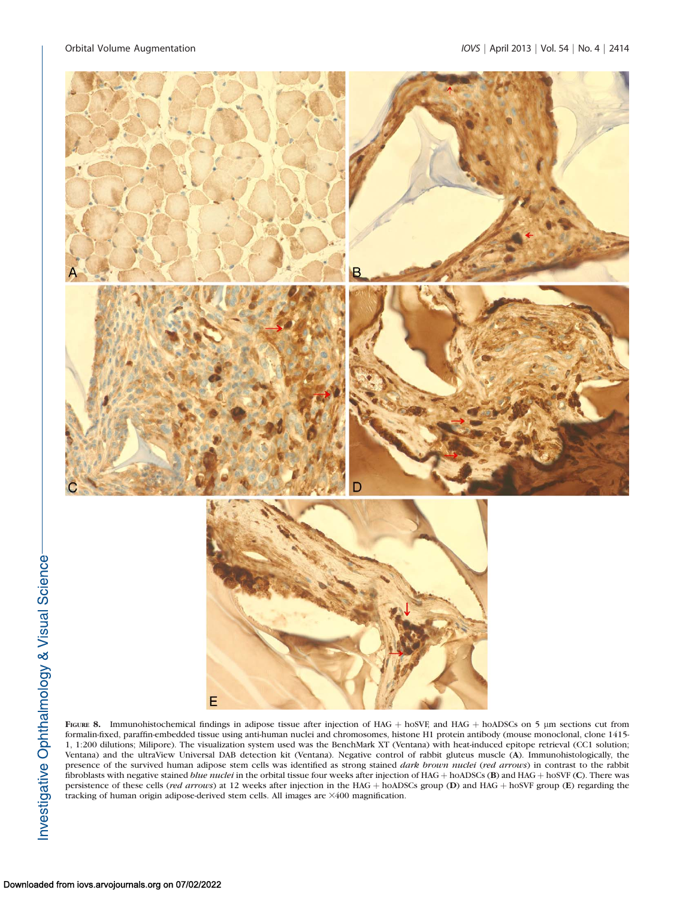**Figure 8.** Immunohistochemical findings in adipose tissue after injection of HAG + hoSVF, and HAG + hoADSCs on 5 μm sections cut from formalin-fixed, paraffin-embedded tissue using anti-human nuclei and chromosomes, histone H1 protein antibody (mouse monoclonal, clone 1415-1, 1:200 dilutions; Milipore). The visualization system used was the BenchMark XT (Ventana) with heat-induced epitope retrieval (CC1 solution; Ventana) and the ultraView Universal DAB detection kit (Ventana). Negative control of rabbit gluteus muscle (**A**). Immunohistologically, the presence of the survived human adipose stem cells was identified as strong stained *dark brown nuclei* (*red arrows*) in contrast to the rabbit fibroblasts with negative stained *blue nuclei* in the orbital tissue four weeks after injection of HAG + hoADSCs (**B**) and HAG + hoSVF (**C**). There was persistence of these cells (*red arrows*) at 12 weeks after injection in the HAG + hoADSCs group (**D**) and HAG + hoSVF group (**E**) regarding the tracking of human origin adipose-derived stem cells. All images are ×400 magnification.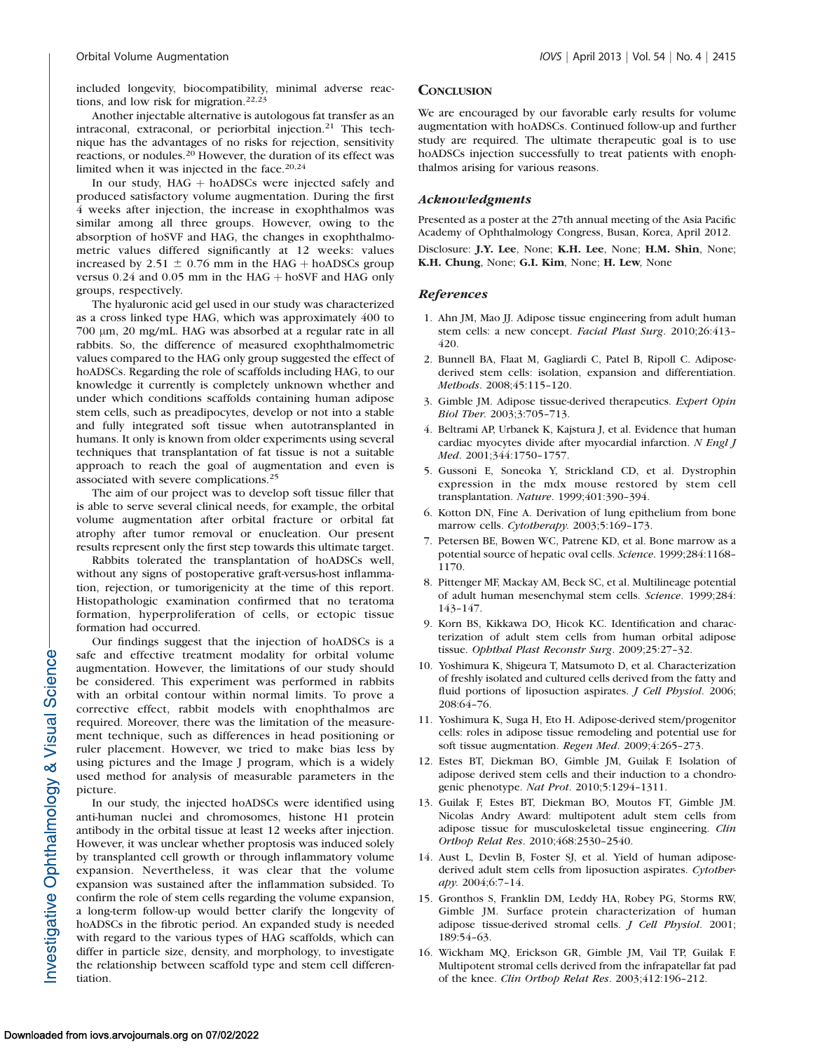included longevity, biocompatibility, minimal adverse reactions, and low risk for migration.[22,23]

Another injectable alternative is autologous fat transfer as an intraconal, extraconal, or periorbital injection.[21] This technique has the advantages of no risks for rejection, sensitivity reactions, or nodules.[20] However, the duration of its effect was limited when it was injected in the face.[20,24]

In our study, HAG + hoADSCs were injected safely and produced satisfactory volume augmentation. During the first 4 weeks after injection, the increase in exophthalmos was similar among all three groups. However, owing to the absorption of hoSVF and HAG, the changes in exophthalmometric values differed significantly at 12 weeks: values increased by $2.51 \pm 0.76$ mm in the HAG + hoADSCs group versus 0.24 and 0.05 mm in the HAG + hoSVF and HAG only groups, respectively.

The hyaluronic acid gel used in our study was characterized as a cross linked type HAG, which was approximately 400 to 700 μm, 20 mg/mL. HAG was absorbed at a regular rate in all rabbits. So, the difference of measured exophthalmometric values compared to the HAG only group suggested the effect of hoADSCs. Regarding the role of scaffolds including HAG, to our knowledge it currently is completely unknown whether and under which conditions scaffolds containing human adipose stem cells, such as preadipocytes, develop or not into a stable and fully integrated soft tissue when autotransplanted in humans. It only is known from older experiments using several techniques that transplantation of fat tissue is not a suitable approach to reach the goal of augmentation and even is associated with severe complications.[25]

The aim of our project was to develop soft tissue filler that is able to serve several clinical needs, for example, the orbital volume augmentation after orbital fracture or orbital fat atrophy after tumor removal or enucleation. Our present results represent only the first step towards this ultimate target.

Rabbits tolerated the transplantation of hoADSCs well, without any signs of postoperative graft-versus-host inflammation, rejection, or tumorigenicity at the time of this report. Histopathologic examination confirmed that no teratoma formation, hyperproliferation of cells, or ectopic tissue formation had occurred.

Our findings suggest that the injection of hoADSCs is a safe and effective treatment modality for orbital volume augmentation. However, the limitations of our study should be considered. This experiment was performed in rabbits with an orbital contour within normal limits. To prove a corrective effect, rabbit models with enophthalmos are required. Moreover, there was the limitation of the measurement technique, such as differences in head positioning or ruler placement. However, we tried to make bias less by using pictures and the Image J program, which is a widely used method for analysis of measurable parameters in the picture.

In our study, the injected hoADSCs were identified using anti-human nuclei and chromosomes, histone H1 protein antibody in the orbital tissue at least 12 weeks after injection. However, it was unclear whether proptosis was induced solely by transplanted cell growth or through inflammatory volume expansion. Nevertheless, it was clear that the volume expansion was sustained after the inflammation subsided. To confirm the role of stem cells regarding the volume expansion, a long-term follow-up would better clarify the longevity of hoADSCs in the fibrotic period. An expanded study is needed with regard to the various types of HAG scaffolds, which can differ in particle size, density, and morphology, to investigate the relationship between scaffold type and stem cell differentiation.

## Conclusion

We are encouraged by our favorable early results for volume augmentation with hoADSCs. Continued follow-up and further study are required. The ultimate therapeutic goal is to use hoADSCs injection successfully to treat patients with enophthalmos arising for various reasons.

### *Acknowledgments*

Presented as a poster at the 27th annual meeting of the Asia Pacific Academy of Ophthalmology Congress, Busan, Korea, April 2012.

Disclosure: **J.Y. Lee**, None; **K.H. Lee**, None; **H.M. Shin**, None; **K.H. Chung**, None; **G.I. Kim**, None; **H. Lew**, None

### *References*

1. Ahn JM, Mao JJ. Adipose tissue engineering from adult human stem cells: a new concept. *Facial Plast Surg*. 2010;26:413–420.
2. Bunnell BA, Flaat M, Gagliardi C, Patel B, Ripoll C. Adipose-derived stem cells: isolation, expansion and differentiation. *Methods*. 2008;45:115–120.
3. Gimble JM. Adipose tissue-derived therapeutics. *Expert Opin Biol Ther*. 2003;3:705–713.
4. Beltrami AP, Urbanek K, Kajstura J, et al. Evidence that human cardiac myocytes divide after myocardial infarction. *N Engl J Med*. 2001;344:1750–1757.
5. Gussoni E, Soneoka Y, Strickland CD, et al. Dystrophin expression in the mdx mouse restored by stem cell transplantation. *Nature*. 1999;401:390–394.
6. Kotton DN, Fine A. Derivation of lung epithelium from bone marrow cells. *Cytotherapy*. 2003;5:169–173.
7. Petersen BE, Bowen WC, Patrene KD, et al. Bone marrow as a potential source of hepatic oval cells. *Science*. 1999;284:1168–1170.
8. Pittenger MF, Mackay AM, Beck SC, et al. Multilineage potential of adult human mesenchymal stem cells. *Science*. 1999;284:143–147.
9. Korn BS, Kikkawa DO, Hicok KC. Identification and characterization of adult stem cells from human orbital adipose tissue. *Ophthal Plast Reconstr Surg*. 2009;25:27–32.
10. Yoshimura K, Shigeura T, Matsumoto D, et al. Characterization of freshly isolated and cultured cells derived from the fatty and fluid portions of liposuction aspirates. *J Cell Physiol*. 2006;208:64–76.
11. Yoshimura K, Suga H, Eto H. Adipose-derived stem/progenitor cells: roles in adipose tissue remodeling and potential use for soft tissue augmentation. *Regen Med*. 2009;4:265–273.
12. Estes BT, Diekman BO, Gimble JM, Guilak F. Isolation of adipose derived stem cells and their induction to a chondrogenic phenotype. *Nat Prot*. 2010;5:1294–1311.
13. Guilak F, Estes BT, Diekman BO, Moutos FT, Gimble JM. Nicolas Andry Award: multipotent adult stem cells from adipose tissue for musculoskeletal tissue engineering. *Clin Orthop Relat Res*. 2010;468:2530–2540.
14. Aust L, Devlin B, Foster SJ, et al. Yield of human adipose-derived adult stem cells from liposuction aspirates. *Cytotherapy*. 2004;6:7–14.
15. Gronthos S, Franklin DM, Leddy HA, Robey PG, Storms RW, Gimble JM. Surface protein characterization of human adipose tissue-derived stromal cells. *J Cell Physiol*. 2001;189:54–63.
16. Wickham MQ, Erickson GR, Gimble JM, Vail TP, Guilak F. Multipotent stromal cells derived from the infrapatellar fat pad of the knee. *Clin Orthop Relat Res*. 2003;412:196–212.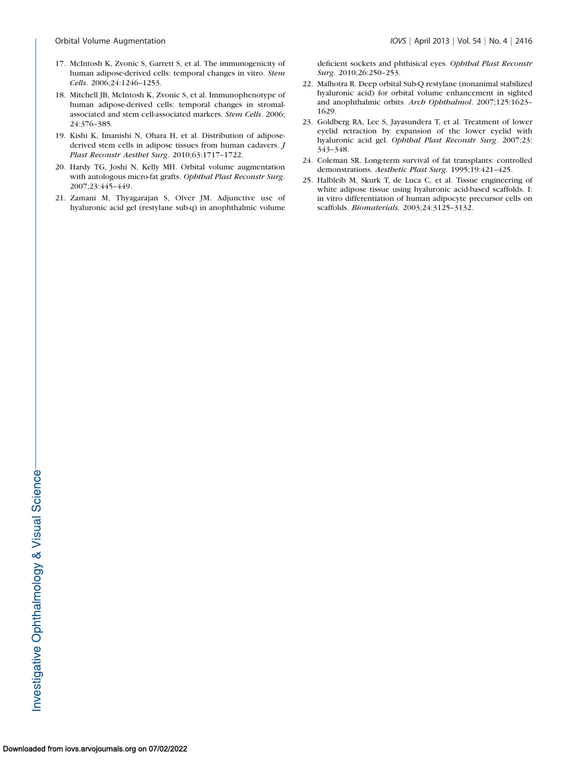17. McIntosh K, Zvonic S, Garrett S, et al. The immunogenicity of human adipose-derived cells: temporal changes in vitro. *Stem Cells*. 2006;24:1246–1253.
18. Mitchell JB, McIntosh K, Zvonic S, et al. Immunophenotype of human adipose-derived cells: temporal changes in stromal-associated and stem cell-associated markers. *Stem Cells*. 2006; 24:376–385.
19. Kishi K, Imanishi N, Ohara H, et al. Distribution of adipose-derived stem cells in adipose tissues from human cadavers. *J Plast Reconstr Aesthet Surg*. 2010;63:1717–1722.
20. Hardy TG, Joshi N, Kelly MH. Orbital volume augmentation with autologous micro-fat grafts. *Ophthal Plast Reconstr Surg*. 2007;23:445–449.
21. Zamani M, Thyagarajan S, Olver JM. Adjunctive use of hyaluronic acid gel (restylane sub-q) in anophthalmic volume deficient sockets and phthisical eyes. *Ophthal Plast Reconstr Surg*. 2010;26:250–253.
22. Malhotra R. Deep orbital Sub-Q restylane (nonanimal stabilized hyaluronic acid) for orbital volume enhancement in sighted and anophthalmic orbits. *Arch Ophthalmol*. 2007;125:1623–1629.
23. Goldberg RA, Lee S, Jayasundera T, et al. Treatment of lower eyelid retraction by expansion of the lower eyelid with hyaluronic acid gel. *Ophthal Plast Reconstr Surg*. 2007;23: 343–348.
24. Coleman SR. Long-term survival of fat transplants: controlled demonstrations. *Aesthetic Plast Surg*. 1995;19:421–425.
25. Halbleib M, Skurk T, de Luca C, et al. Tissue engineering of white adipose tissue using hyaluronic acid-based scaffolds. I: in vitro differentiation of human adipocyte precursor cells on scaffolds. *Biomaterials*. 2003;24:3125–3132.